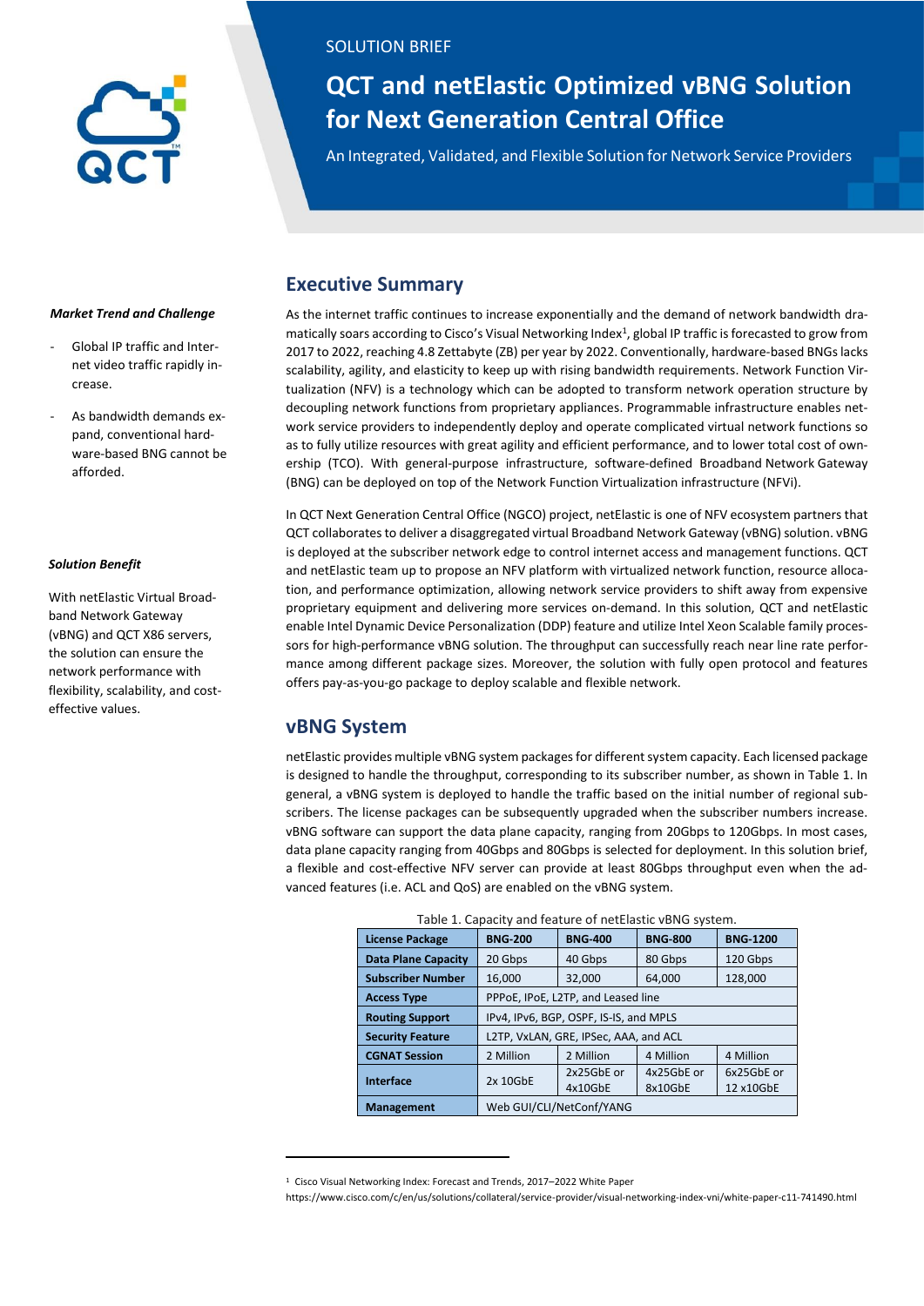SOLUTION BRIEF

# QCT and netElastic Optimized vBNG Solution for Next Generation Central Office

An Integrated, Validated, and Flexible Solution for Network Service Providers

***Market Trend and Challenge***

- Global IP traffic and Internet video traffic rapidly increase.
- As bandwidth demands expand, conventional hardware-based BNG cannot be afforded.

***Solution Benefit***

With netElastic Virtual Broadband Network Gateway (vBNG) and QCT X86 servers, the solution can ensure the network performance with flexibility, scalability, and cost-effective values.

## Executive Summary

As the internet traffic continues to increase exponentially and the demand of network bandwidth dramatically soars according to Cisco's Visual Networking Index[1], global IP traffic is forecasted to grow from 2017 to 2022, reaching 4.8 Zettabyte (ZB) per year by 2022. Conventionally, hardware-based BNGs lacks scalability, agility, and elasticity to keep up with rising bandwidth requirements. Network Function Virtualization (NFV) is a technology which can be adopted to transform network operation structure by decoupling network functions from proprietary appliances. Programmable infrastructure enables network service providers to independently deploy and operate complicated virtual network functions so as to fully utilize resources with great agility and efficient performance, and to lower total cost of ownership (TCO). With general-purpose infrastructure, software-defined Broadband Network Gateway (BNG) can be deployed on top of the Network Function Virtualization infrastructure (NFVi).

In QCT Next Generation Central Office (NGCO) project, netElastic is one of NFV ecosystem partners that QCT collaborates to deliver a disaggregated virtual Broadband Network Gateway (vBNG) solution. vBNG is deployed at the subscriber network edge to control internet access and management functions. QCT and netElastic team up to propose an NFV platform with virtualized network function, resource allocation, and performance optimization, allowing network service providers to shift away from expensive proprietary equipment and delivering more services on-demand. In this solution, QCT and netElastic enable Intel Dynamic Device Personalization (DDP) feature and utilize Intel Xeon Scalable family processors for high-performance vBNG solution. The throughput can successfully reach near line rate performance among different package sizes. Moreover, the solution with fully open protocol and features offers pay-as-you-go package to deploy scalable and flexible network.

## vBNG System

netElastic provides multiple vBNG system packages for different system capacity. Each licensed package is designed to handle the throughput, corresponding to its subscriber number, as shown in Table 1. In general, a vBNG system is deployed to handle the traffic based on the initial number of regional subscribers. The license packages can be subsequently upgraded when the subscriber numbers increase. vBNG software can support the data plane capacity, ranging from 20Gbps to 120Gbps. In most cases, data plane capacity ranging from 40Gbps and 80Gbps is selected for deployment. In this solution brief, a flexible and cost-effective NFV server can provide at least 80Gbps throughput even when the advanced features (i.e. ACL and QoS) are enabled on the vBNG system.

Table 1. Capacity and feature of netElastic vBNG system.

| License Package | BNG-200 | BNG-400 | BNG-800 | BNG-1200 |
|---|---|---|---|---|
| Data Plane Capacity | 20 Gbps | 40 Gbps | 80 Gbps | 120 Gbps |
| Subscriber Number | 16,000 | 32,000 | 64,000 | 128,000 |
| Access Type | PPPoE, IPoE, L2TP, and Leased line | | | |
| Routing Support | IPv4, IPv6, BGP, OSPF, IS-IS, and MPLS | | | |
| Security Feature | L2TP, VxLAN, GRE, IPSec, AAA, and ACL | | | |
| CGNAT Session | 2 Million | 2 Million | 4 Million | 4 Million |
| Interface | 2x 10GbE | 2x25GbE or 4x10GbE | 4x25GbE or 8x10GbE | 6x25GbE or 12 x10GbE |
| Management | Web GUI/CLI/NetConf/YANG | | | |

[1] Cisco Visual Networking Index: Forecast and Trends, 2017–2022 White Paper https://www.cisco.com/c/en/us/solutions/collateral/service-provider/visual-networking-index-vni/white-paper-c11-741490.html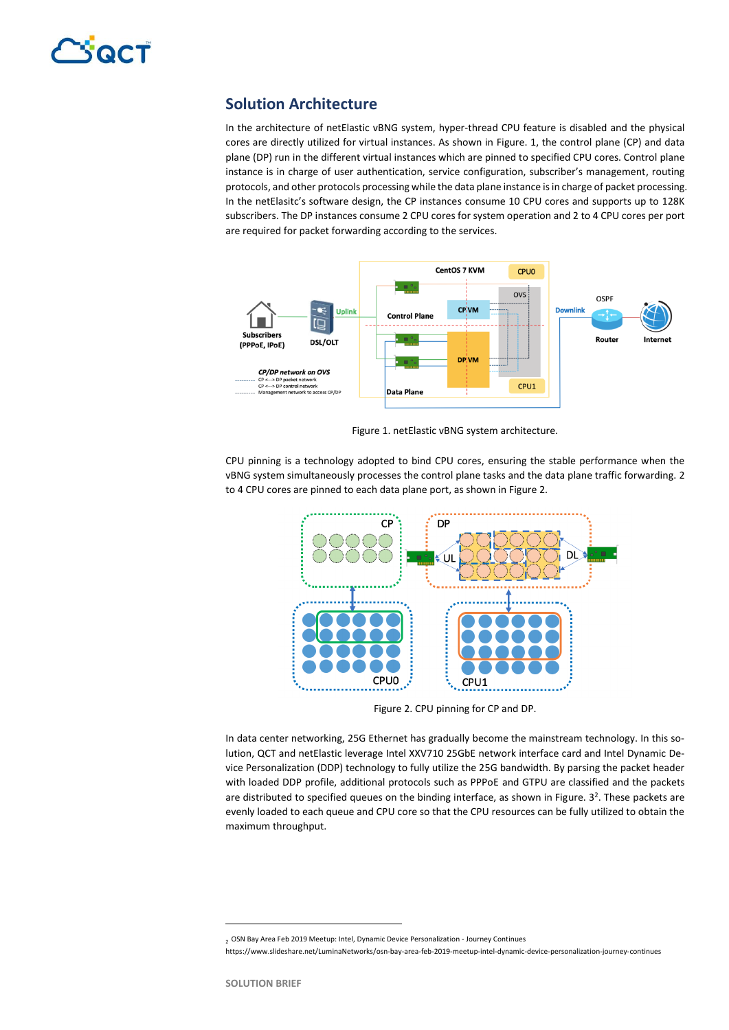## Solution Architecture

In the architecture of netElastic vBNG system, hyper-thread CPU feature is disabled and the physical cores are directly utilized for virtual instances. As shown in Figure. 1, the control plane (CP) and data plane (DP) run in the different virtual instances which are pinned to specified CPU cores. Control plane instance is in charge of user authentication, service configuration, subscriber's management, routing protocols, and other protocols processing while the data plane instance is in charge of packet processing. In the netElasitc's software design, the CP instances consume 10 CPU cores and supports up to 128K subscribers. The DP instances consume 2 CPU cores for system operation and 2 to 4 CPU cores per port are required for packet forwarding according to the services.

Figure 1. netElastic vBNG system architecture.

CPU pinning is a technology adopted to bind CPU cores, ensuring the stable performance when the vBNG system simultaneously processes the control plane tasks and the data plane traffic forwarding. 2 to 4 CPU cores are pinned to each data plane port, as shown in Figure 2.

Figure 2. CPU pinning for CP and DP.

In data center networking, 25G Ethernet has gradually become the mainstream technology. In this solution, QCT and netElastic leverage Intel XXV710 25GbE network interface card and Intel Dynamic Device Personalization (DDP) technology to fully utilize the 25G bandwidth. By parsing the packet header with loaded DDP profile, additional protocols such as PPPoE and GTPU are classified and the packets are distributed to specified queues on the binding interface, as shown in Figure. 3[2]. These packets are evenly loaded to each queue and CPU core so that the CPU resources can be fully utilized to obtain the maximum throughput.

[2] OSN Bay Area Feb 2019 Meetup: Intel, Dynamic Device Personalization - Journey Continues
https://www.slideshare.net/LuminaNetworks/osn-bay-area-feb-2019-meetup-intel-dynamic-device-personalization-journey-continues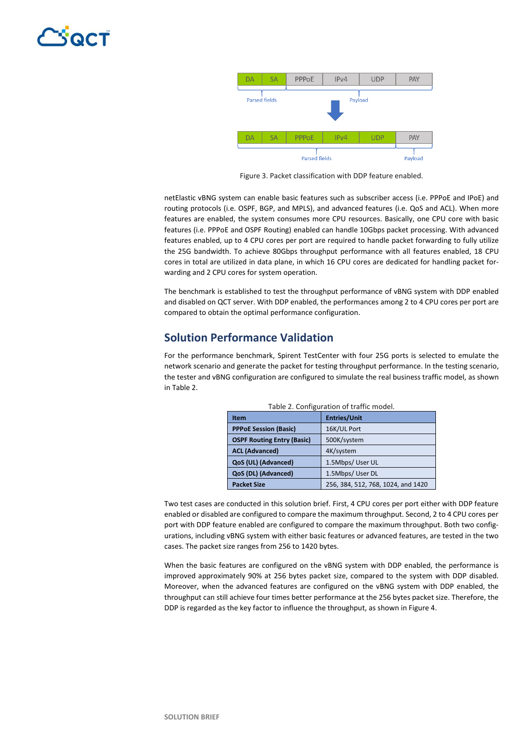Figure 3. Packet classification with DDP feature enabled.

netElastic vBNG system can enable basic features such as subscriber access (i.e. PPPoE and IPoE) and routing protocols (i.e. OSPF, BGP, and MPLS), and advanced features (i.e. QoS and ACL). When more features are enabled, the system consumes more CPU resources. Basically, one CPU core with basic features (i.e. PPPoE and OSPF Routing) enabled can handle 10Gbps packet processing. With advanced features enabled, up to 4 CPU cores per port are required to handle packet forwarding to fully utilize the 25G bandwidth. To achieve 80Gbps throughput performance with all features enabled, 18 CPU cores in total are utilized in data plane, in which 16 CPU cores are dedicated for handling packet forwarding and 2 CPU cores for system operation.

The benchmark is established to test the throughput performance of vBNG system with DDP enabled and disabled on QCT server. With DDP enabled, the performances among 2 to 4 CPU cores per port are compared to obtain the optimal performance configuration.

## Solution Performance Validation

For the performance benchmark, Spirent TestCenter with four 25G ports is selected to emulate the network scenario and generate the packet for testing throughput performance. In the testing scenario, the tester and vBNG configuration are configured to simulate the real business traffic model, as shown in Table 2.

Table 2. Configuration of traffic model.

| Item | Entries/Unit |
|---|---|
| **PPPoE Session (Basic)** | 16K/UL Port |
| **OSPF Routing Entry (Basic)** | 500K/system |
| **ACL (Advanced)** | 4K/system |
| **QoS (UL) (Advanced)** | 1.5Mbps/ User UL |
| **QoS (DL) (Advanced)** | 1.5Mbps/ User DL |
| **Packet Size** | 256, 384, 512, 768, 1024, and 1420 |

Two test cases are conducted in this solution brief. First, 4 CPU cores per port either with DDP feature enabled or disabled are configured to compare the maximum throughput. Second, 2 to 4 CPU cores per port with DDP feature enabled are configured to compare the maximum throughput. Both two configurations, including vBNG system with either basic features or advanced features, are tested in the two cases. The packet size ranges from 256 to 1420 bytes.

When the basic features are configured on the vBNG system with DDP enabled, the performance is improved approximately 90% at 256 bytes packet size, compared to the system with DDP disabled. Moreover, when the advanced features are configured on the vBNG system with DDP enabled, the throughput can still achieve four times better performance at the 256 bytes packet size. Therefore, the DDP is regarded as the key factor to influence the throughput, as shown in Figure 4.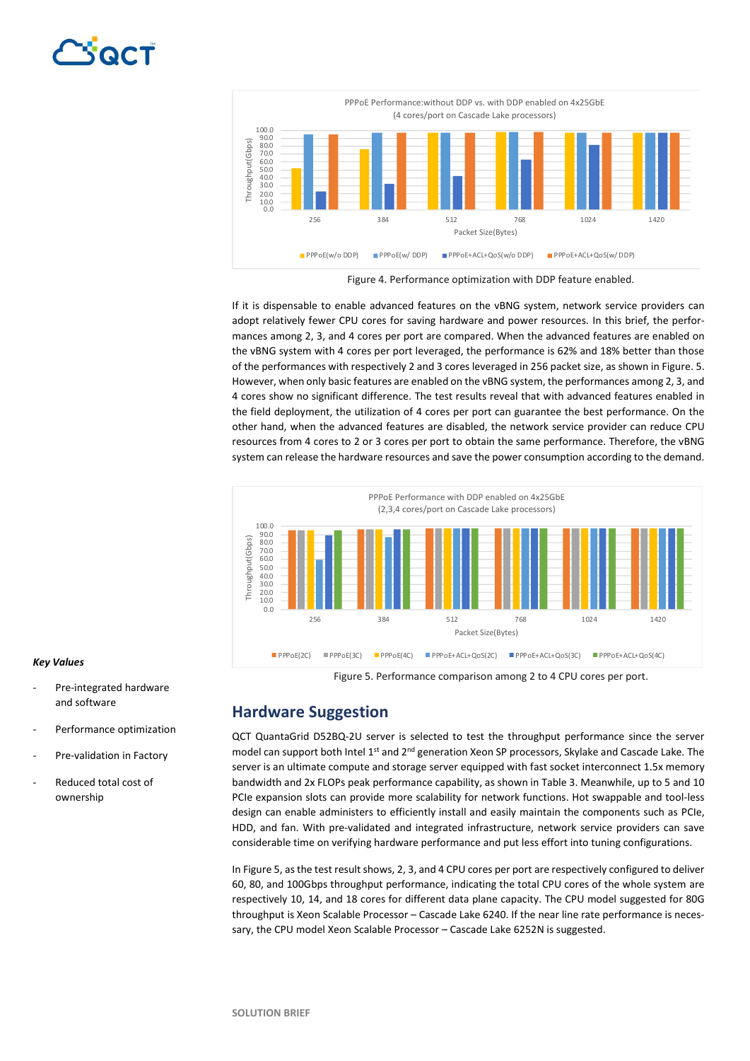Figure 4. Performance optimization with DDP feature enabled.

If it is dispensable to enable advanced features on the vBNG system, network service providers can adopt relatively fewer CPU cores for saving hardware and power resources. In this brief, the performances among 2, 3, and 4 cores per port are compared. When the advanced features are enabled on the vBNG system with 4 cores per port leveraged, the performance is 62% and 18% better than those of the performances with respectively 2 and 3 cores leveraged in 256 packet size, as shown in Figure. 5. However, when only basic features are enabled on the vBNG system, the performances among 2, 3, and 4 cores show no significant difference. The test results reveal that with advanced features enabled in the field deployment, the utilization of 4 cores per port can guarantee the best performance. On the other hand, when the advanced features are disabled, the network service provider can reduce CPU resources from 4 cores to 2 or 3 cores per port to obtain the same performance. Therefore, the vBNG system can release the hardware resources and save the power consumption according to the demand.

Figure 5. Performance comparison among 2 to 4 CPU cores per port.

***Key Values***

- Pre-integrated hardware and software
- Performance optimization
- Pre-validation in Factory
- Reduced total cost of ownership

## Hardware Suggestion

QCT QuantaGrid D52BQ-2U server is selected to test the throughput performance since the server model can support both Intel 1st and 2nd generation Xeon SP processors, Skylake and Cascade Lake. The server is an ultimate compute and storage server equipped with fast socket interconnect 1.5x memory bandwidth and 2x FLOPs peak performance capability, as shown in Table 3. Meanwhile, up to 5 and 10 PCIe expansion slots can provide more scalability for network functions. Hot swappable and tool-less design can enable administers to efficiently install and easily maintain the components such as PCIe, HDD, and fan. With pre-validated and integrated infrastructure, network service providers can save considerable time on verifying hardware performance and put less effort into tuning configurations.

In Figure 5, as the test result shows, 2, 3, and 4 CPU cores per port are respectively configured to deliver 60, 80, and 100Gbps throughput performance, indicating the total CPU cores of the whole system are respectively 10, 14, and 18 cores for different data plane capacity. The CPU model suggested for 80G throughput is Xeon Scalable Processor – Cascade Lake 6240. If the near line rate performance is necessary, the CPU model Xeon Scalable Processor – Cascade Lake 6252N is suggested.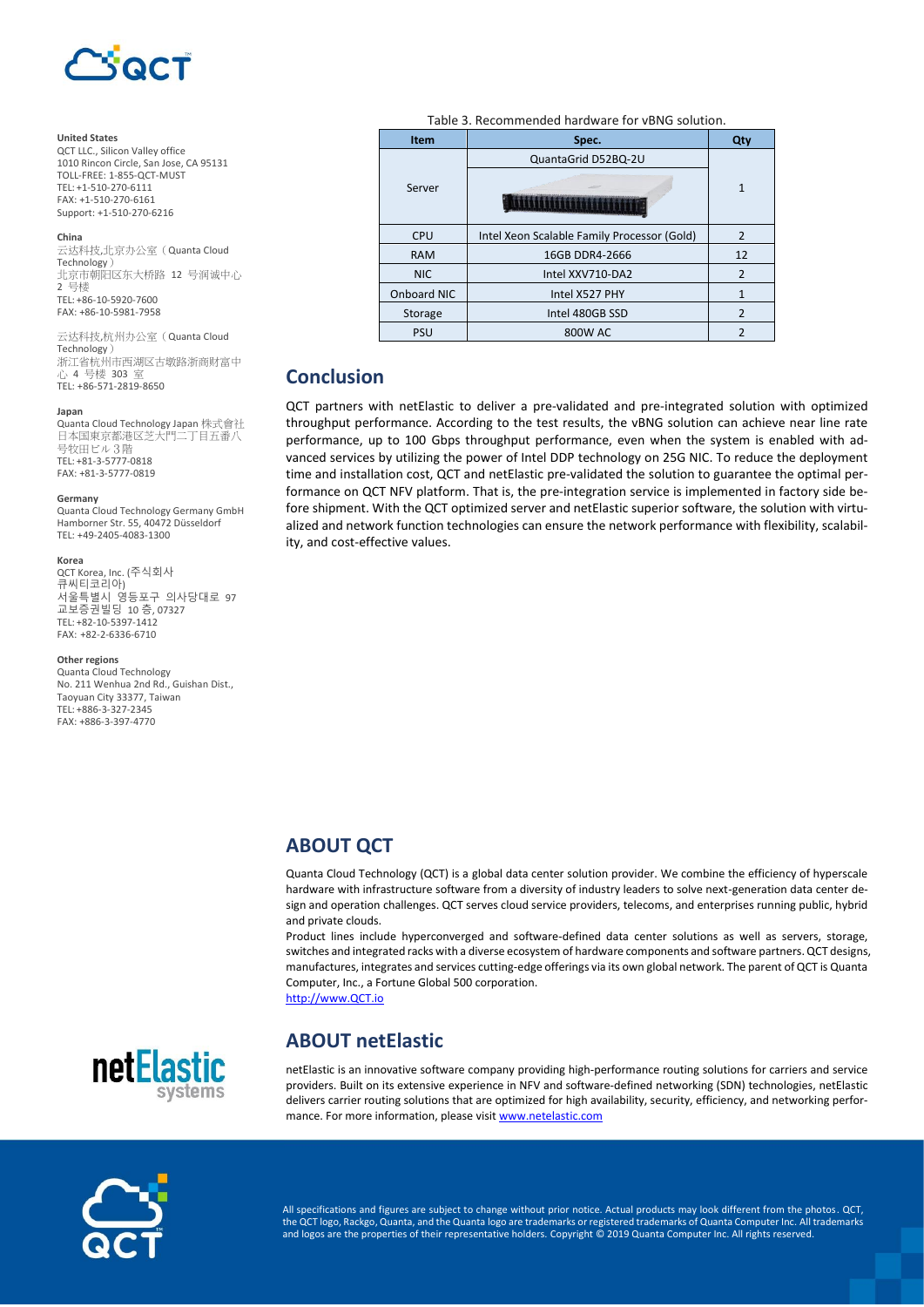**United States**
QCT LLC., Silicon Valley office
1010 Rincon Circle, San Jose, CA 95131
TOLL-FREE: 1-855-QCT-MUST
TEL: +1-510-270-6111
FAX: +1-510-270-6161
Support: +1-510-270-6216

**China**
云达科技,北京办公室（Quanta Cloud Technology）
北京市朝阳区东大桥路 12 号润诚中心 2 号楼
TEL: +86-10-5920-7600
FAX: +86-10-5981-7958

云达科技,杭州办公室（Quanta Cloud Technology）
浙江省杭州市西湖区古墩路浙商财富中心 4 号楼 303 室
TEL: +86-571-2819-8650

**Japan**
Quanta Cloud Technology Japan 株式會社
日本国東京都港区芝大門二丁目五番八号牧田ビル３階
TEL: +81-3-5777-0818
FAX: +81-3-5777-0819

**Germany**
Quanta Cloud Technology Germany GmbH
Hamborner Str. 55, 40472 Düsseldorf
TEL: +49-2405-4083-1300

**Korea**
QCT Korea, Inc. (주식회사 큐씨티코리아)
서울특별시 영등포구 의사당대로 97 교보증권빌딩 10 층, 07327
TEL: +82-10-5397-1412
FAX: +82-2-6336-6710

**Other regions**
Quanta Cloud Technology
No. 211 Wenhua 2nd Rd., Guishan Dist., Taoyuan City 33377, Taiwan
TEL: +886-3-327-2345
FAX: +886-3-397-4770

Table 3. Recommended hardware for vBNG solution.

| Item | Spec. | Qty |
|---|---|---|
| Server | QuantaGrid D52BQ-2U | 1 |
| CPU | Intel Xeon Scalable Family Processor (Gold) | 2 |
| RAM | 16GB DDR4-2666 | 12 |
| NIC | Intel XXV710-DA2 | 2 |
| Onboard NIC | Intel X527 PHY | 1 |
| Storage | Intel 480GB SSD | 2 |
| PSU | 800W AC | 2 |

## Conclusion

QCT partners with netElastic to deliver a pre-validated and pre-integrated solution with optimized throughput performance. According to the test results, the vBNG solution can achieve near line rate performance, up to 100 Gbps throughput performance, even when the system is enabled with advanced services by utilizing the power of Intel DDP technology on 25G NIC. To reduce the deployment time and installation cost, QCT and netElastic pre-validated the solution to guarantee the optimal performance on QCT NFV platform. That is, the pre-integration service is implemented in factory side before shipment. With the QCT optimized server and netElastic superior software, the solution with virtualized and network function technologies can ensure the network performance with flexibility, scalability, and cost-effective values.

## ABOUT QCT

Quanta Cloud Technology (QCT) is a global data center solution provider. We combine the efficiency of hyperscale hardware with infrastructure software from a diversity of industry leaders to solve next-generation data center design and operation challenges. QCT serves cloud service providers, telecoms, and enterprises running public, hybrid and private clouds.

Product lines include hyperconverged and software-defined data center solutions as well as servers, storage, switches and integrated racks with a diverse ecosystem of hardware components and software partners. QCT designs, manufactures, integrates and services cutting-edge offerings via its own global network. The parent of QCT is Quanta Computer, Inc., a Fortune Global 500 corporation.

http://www.QCT.io

## ABOUT netElastic

netElastic is an innovative software company providing high-performance routing solutions for carriers and service providers. Built on its extensive experience in NFV and software-defined networking (SDN) technologies, netElastic delivers carrier routing solutions that are optimized for high availability, security, efficiency, and networking performance. For more information, please visit www.netelastic.com

All specifications and figures are subject to change without prior notice. Actual products may look different from the photos. QCT, the QCT logo, Rackgo, Quanta, and the Quanta logo are trademarks or registered trademarks of Quanta Computer Inc. All trademarks and logos are the properties of their representative holders. Copyright © 2019 Quanta Computer Inc. All rights reserved.